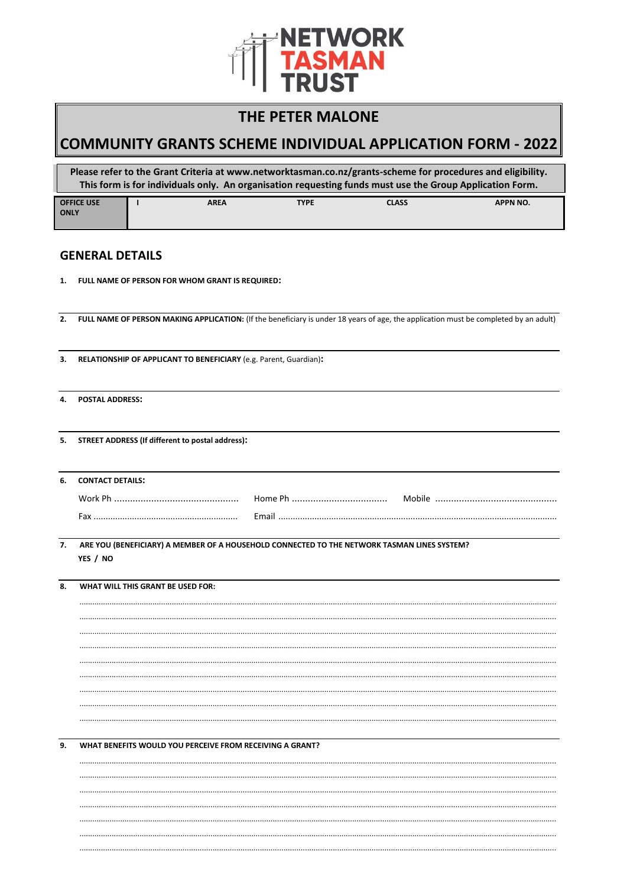# NETWORK TASMAN TRUST

## THE PETER MALONE

## COMMUNITY GRANTS SCHEME INDIVIDUAL APPLICATION FORM - 2022

**Please refer to the Grant Criteria at www.networktasman.co.nz/grants-scheme for procedures and eligibility. This form is for individuals only. An organisation requesting funds must use the Group Application Form.**

| OFFICE USE ONLY | I | AREA | TYPE | CLASS | APPN NO. |
|---|---|---|---|---|---|
| | | | | | |

## GENERAL DETAILS

1. **FULL NAME OF PERSON FOR WHOM GRANT IS REQUIRED:**

2. **FULL NAME OF PERSON MAKING APPLICATION:** (If the beneficiary is under 18 years of age, the application must be completed by an adult)

3. **RELATIONSHIP OF APPLICANT TO BENEFICIARY** (e.g. Parent, Guardian)**:**

4. **POSTAL ADDRESS:**

5. **STREET ADDRESS (If different to postal address):**

6. **CONTACT DETAILS:**

   Work Ph ............................................... Home Ph .................................... Mobile ..............................................

   Fax ........................................................... Email ..................................................................................................

7. **ARE YOU (BENEFICIARY) A MEMBER OF A HOUSEHOLD CONNECTED TO THE NETWORK TASMAN LINES SYSTEM?**
   **YES / NO**

8. **WHAT WILL THIS GRANT BE USED FOR:**

   ..........................................................................................................................................................................

   ..........................................................................................................................................................................

   ..........................................................................................................................................................................

   ..........................................................................................................................................................................

   ..........................................................................................................................................................................

   ..........................................................................................................................................................................

   ..........................................................................................................................................................................

   ..........................................................................................................................................................................

   ..........................................................................................................................................................................

9. **WHAT BENEFITS WOULD YOU PERCEIVE FROM RECEIVING A GRANT?**

   ..........................................................................................................................................................................

   ..........................................................................................................................................................................

   ..........................................................................................................................................................................

   ..........................................................................................................................................................................

   ..........................................................................................................................................................................

   ..........................................................................................................................................................................

   ..........................................................................................................................................................................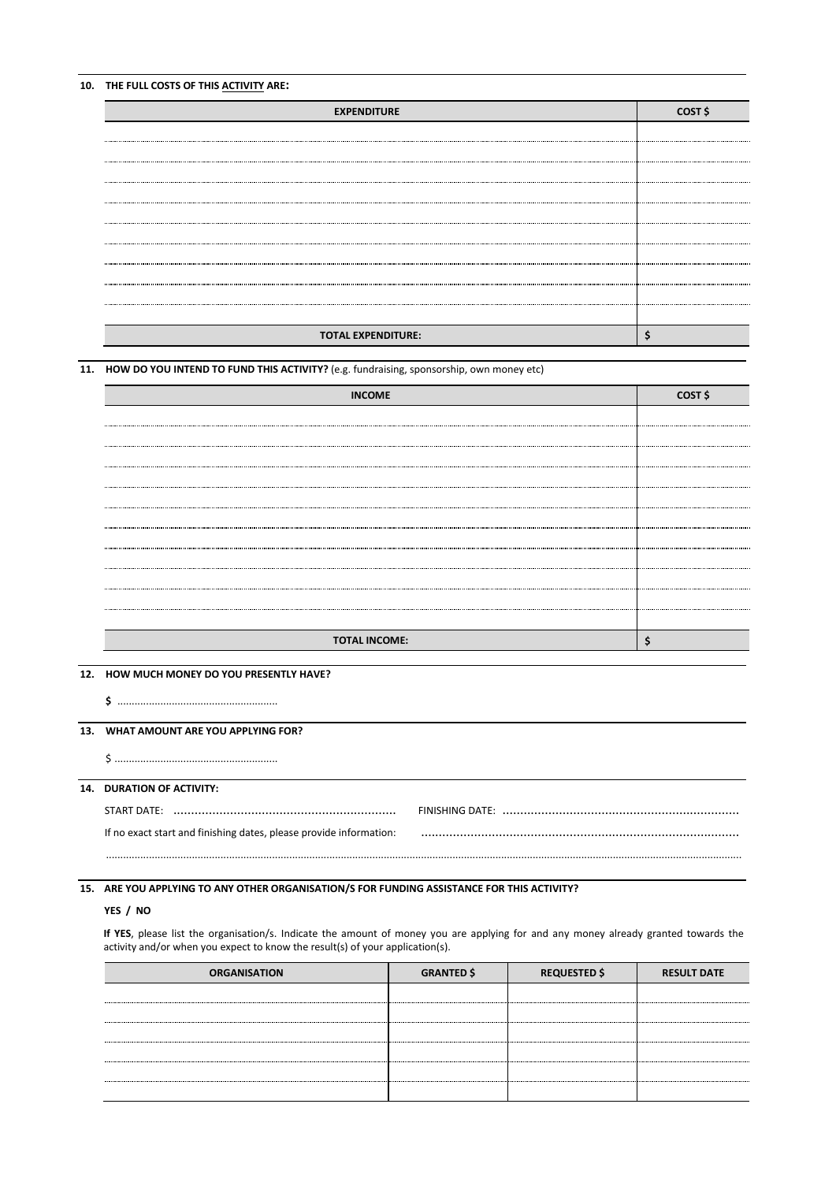**10. THE FULL COSTS OF THIS ACTIVITY ARE:**

| EXPENDITURE | COST $ |
|---|---|
| | |
| | |
| | |
| | |
| | |
| | |
| | |
| | |
| | |
| | |
| **TOTAL EXPENDITURE:** | **$** |

**11. HOW DO YOU INTEND TO FUND THIS ACTIVITY?** (e.g. fundraising, sponsorship, own money etc)

| INCOME | COST $ |
|---|---|
| | |
| | |
| | |
| | |
| | |
| | |
| | |
| | |
| | |
| | |
| | |
| **TOTAL INCOME:** | **$** |

**12. HOW MUCH MONEY DO YOU PRESENTLY HAVE?**

**$** ........................................................

**13. WHAT AMOUNT ARE YOU APPLYING FOR?**

$ ........................................................

**14. DURATION OF ACTIVITY:**

START DATE: .............................................................. FINISHING DATE: ..................................................................

If no exact start and finishing dates, please provide information: ........................................................................................

..........................................................................................................................................................................................................

**15. ARE YOU APPLYING TO ANY OTHER ORGANISATION/S FOR FUNDING ASSISTANCE FOR THIS ACTIVITY?**

**YES / NO**

**If YES**, please list the organisation/s. Indicate the amount of money you are applying for and any money already granted towards the activity and/or when you expect to know the result(s) of your application(s).

| ORGANISATION | GRANTED $ | REQUESTED $ | RESULT DATE |
|---|---|---|---|
| | | | |
| | | | |
| | | | |
| | | | |
| | | | |
| | | | |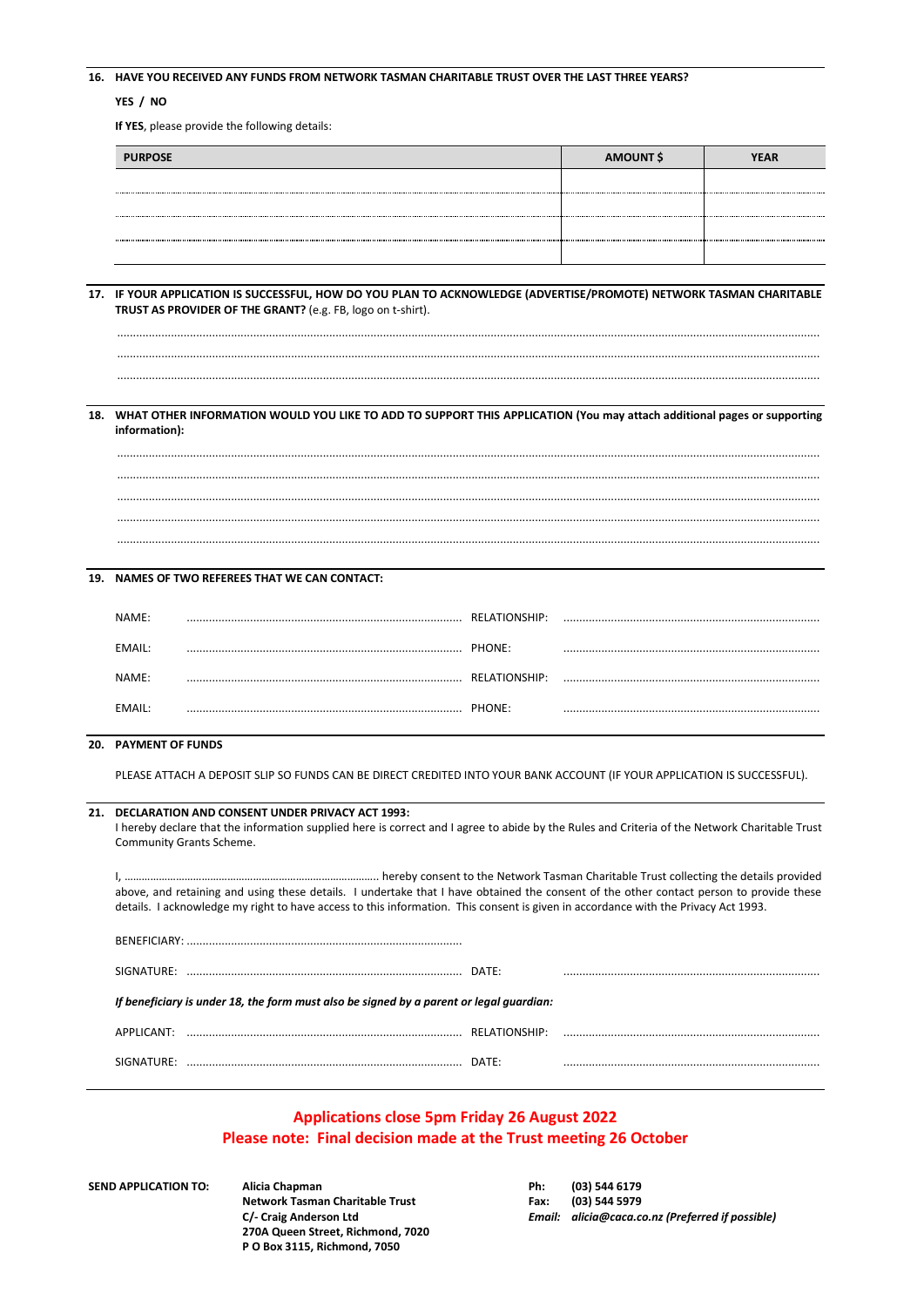**16. HAVE YOU RECEIVED ANY FUNDS FROM NETWORK TASMAN CHARITABLE TRUST OVER THE LAST THREE YEARS?**

**YES / NO**

**If YES**, please provide the following details:

| PURPOSE | AMOUNT $ | YEAR |
|---|---|---|
| | | |
| | | |
| | | |

**17. IF YOUR APPLICATION IS SUCCESSFUL, HOW DO YOU PLAN TO ACKNOWLEDGE (ADVERTISE/PROMOTE) NETWORK TASMAN CHARITABLE TRUST AS PROVIDER OF THE GRANT?** (e.g. FB, logo on t-shirt).

..........................................................................................................................................................................................................

..........................................................................................................................................................................................................

..........................................................................................................................................................................................................

**18. WHAT OTHER INFORMATION WOULD YOU LIKE TO ADD TO SUPPORT THIS APPLICATION (You may attach additional pages or supporting information):**

..........................................................................................................................................................................................................

..........................................................................................................................................................................................................

..........................................................................................................................................................................................................

..........................................................................................................................................................................................................

..........................................................................................................................................................................................................

**19. NAMES OF TWO REFEREES THAT WE CAN CONTACT:**

NAME: ........................................................................................ RELATIONSHIP: ..................................................................................

EMAIL: ........................................................................................ PHONE: ..................................................................................

NAME: ........................................................................................ RELATIONSHIP: ..................................................................................

EMAIL: ........................................................................................ PHONE: ..................................................................................

**20. PAYMENT OF FUNDS**

PLEASE ATTACH A DEPOSIT SLIP SO FUNDS CAN BE DIRECT CREDITED INTO YOUR BANK ACCOUNT (IF YOUR APPLICATION IS SUCCESSFUL).

**21. DECLARATION AND CONSENT UNDER PRIVACY ACT 1993:**

I hereby declare that the information supplied here is correct and I agree to abide by the Rules and Criteria of the Network Charitable Trust Community Grants Scheme.

I, ........................................................................................ hereby consent to the Network Tasman Charitable Trust collecting the details provided above, and retaining and using these details. I undertake that I have obtained the consent of the other contact person to provide these details. I acknowledge my right to have access to this information. This consent is given in accordance with the Privacy Act 1993.

BENEFICIARY: ........................................................................................

SIGNATURE: ........................................................................................ DATE: ..................................................................................

***If beneficiary is under 18, the form must also be signed by a parent or legal guardian:***

APPLICANT: ........................................................................................ RELATIONSHIP: ..................................................................................

SIGNATURE: ........................................................................................ DATE: ..................................................................................

**Applications close 5pm Friday 26 August 2022**

**Please note: Final decision made at the Trust meeting 26 October**

**SEND APPLICATION TO:**

**Alicia Chapman**
**Network Tasman Charitable Trust**
**C/- Craig Anderson Ltd**
**270A Queen Street, Richmond, 7020**
**P O Box 3115, Richmond, 7050**

**Ph:** **(03) 544 6179**
**Fax:** **(03) 544 5979**
***Email:*** ***alicia@caca.co.nz (Preferred if possible)***